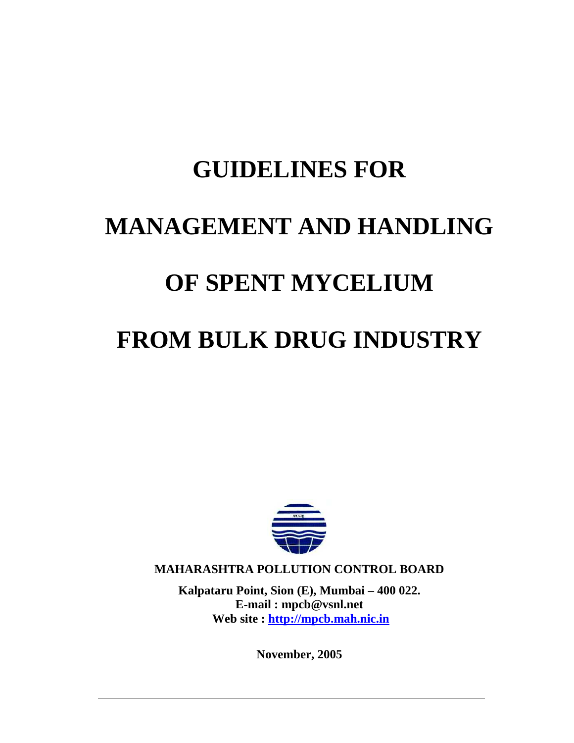# GUIDELINES FOR

# MANAGEMENT AND HANDLING

# OF SPENT MYCELIUM

# FROM BULK DRUG INDUSTRY

**MAHARASHTRA POLLUTION CONTROL BOARD**

**Kalpataru Point, Sion (E), Mumbai – 400 022.**
**E-mail : mpcb@vsnl.net**
**Web site : [http://mpcb.mah.nic.in](http://mpcb.mah.nic.in)**

**November, 2005**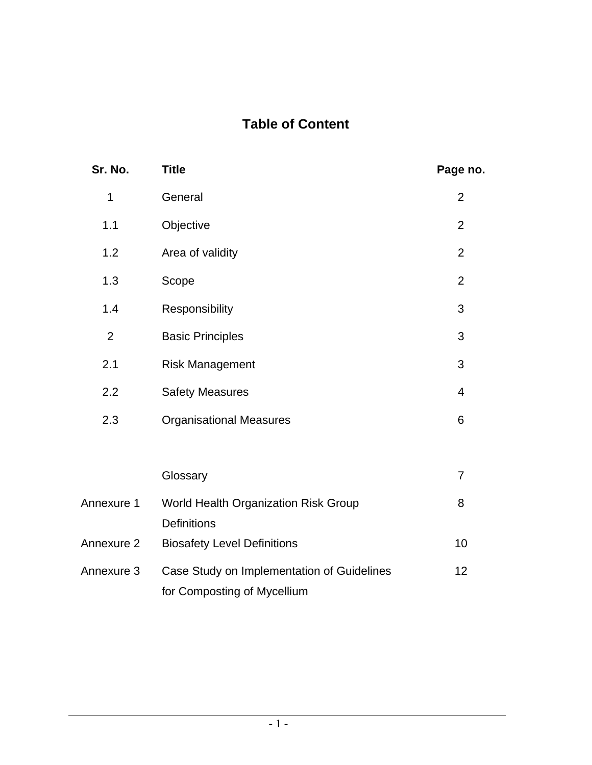# Table of Content

| Sr. No. | Title | Page no. |
|---|---|---|
| 1 | General | 2 |
| 1.1 | Objective | 2 |
| 1.2 | Area of validity | 2 |
| 1.3 | Scope | 2 |
| 1.4 | Responsibility | 3 |
| 2 | Basic Principles | 3 |
| 2.1 | Risk Management | 3 |
| 2.2 | Safety Measures | 4 |
| 2.3 | Organisational Measures | 6 |
| | Glossary | 7 |
| Annexure 1 | World Health Organization Risk Group Definitions | 8 |
| Annexure 2 | Biosafety Level Definitions | 10 |
| Annexure 3 | Case Study on Implementation of Guidelines for Composting of Mycellium | 12 |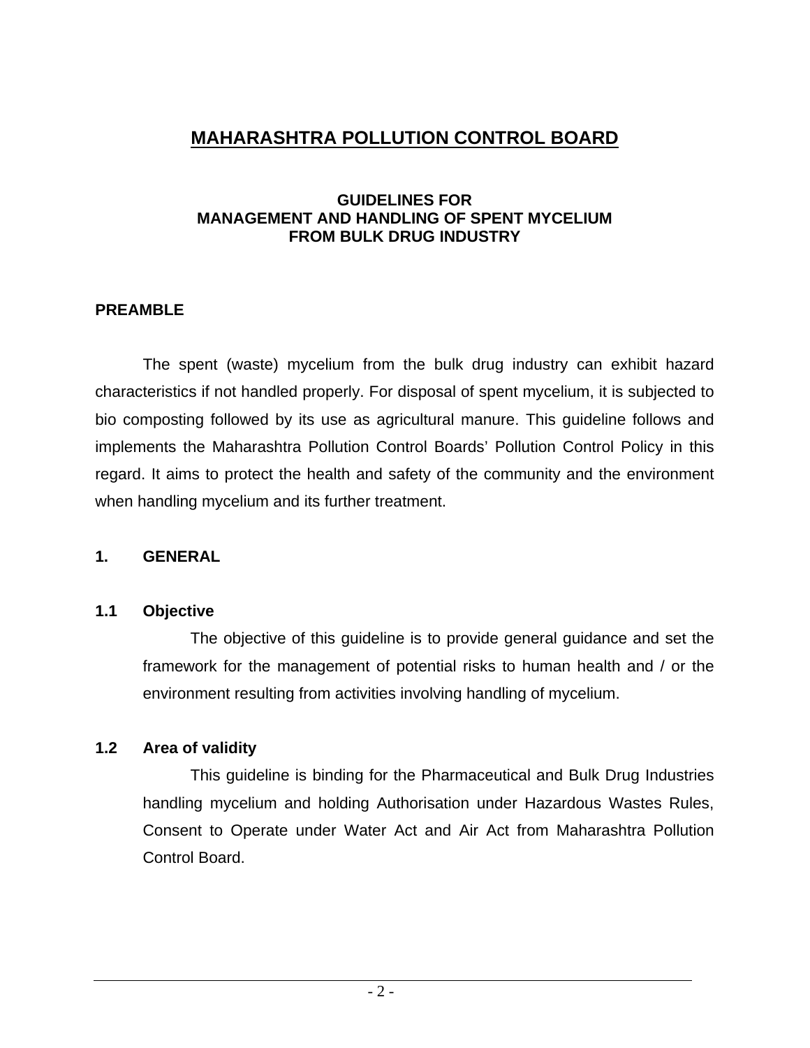# MAHARASHTRA POLLUTION CONTROL BOARD

### GUIDELINES FOR MANAGEMENT AND HANDLING OF SPENT MYCELIUM FROM BULK DRUG INDUSTRY

## PREAMBLE

The spent (waste) mycelium from the bulk drug industry can exhibit hazard characteristics if not handled properly. For disposal of spent mycelium, it is subjected to bio composting followed by its use as agricultural manure. This guideline follows and implements the Maharashtra Pollution Control Boards' Pollution Control Policy in this regard. It aims to protect the health and safety of the community and the environment when handling mycelium and its further treatment.

## 1. GENERAL

### 1.1 Objective

The objective of this guideline is to provide general guidance and set the framework for the management of potential risks to human health and / or the environment resulting from activities involving handling of mycelium.

### 1.2 Area of validity

This guideline is binding for the Pharmaceutical and Bulk Drug Industries handling mycelium and holding Authorisation under Hazardous Wastes Rules, Consent to Operate under Water Act and Air Act from Maharashtra Pollution Control Board.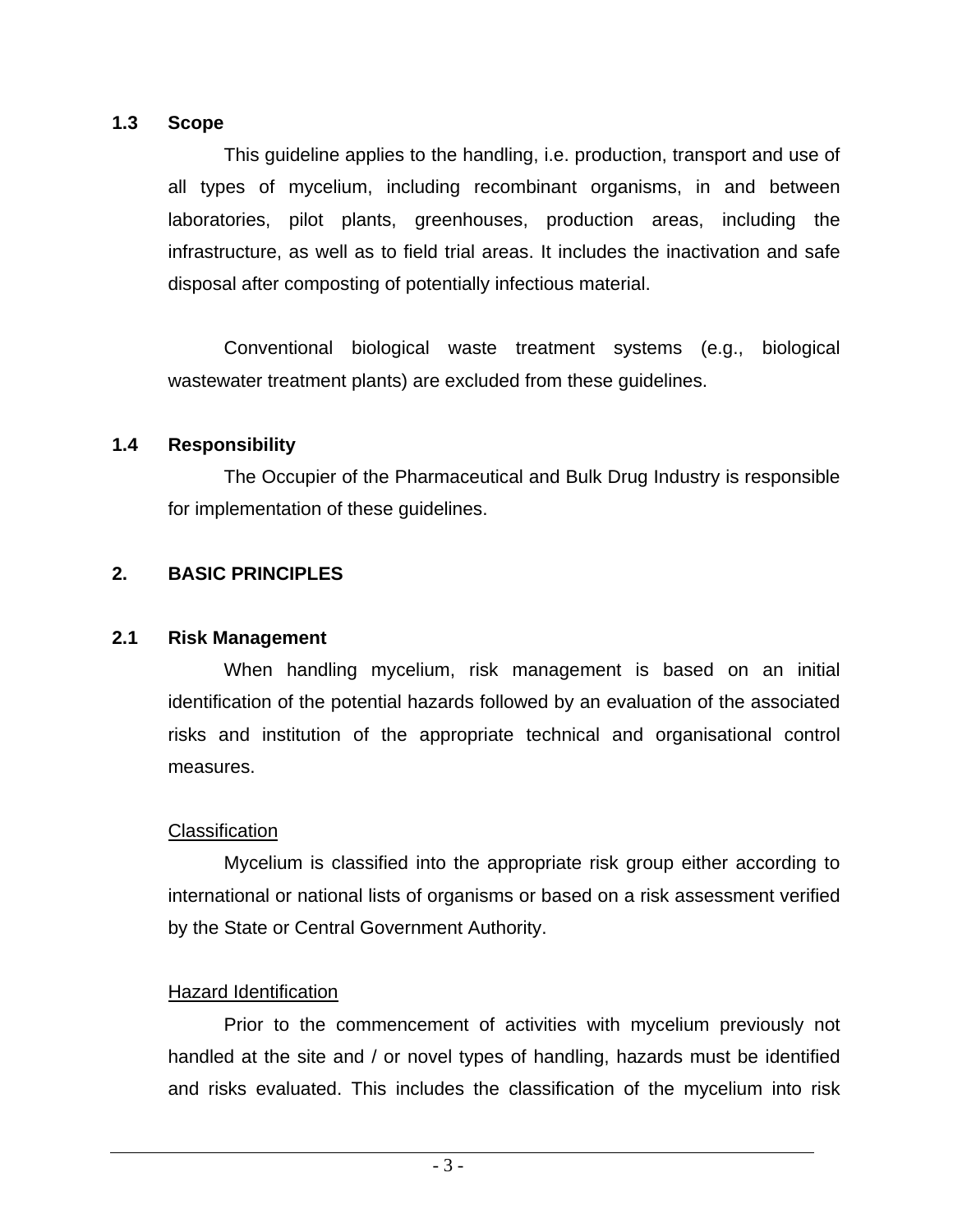### 1.3 Scope

This guideline applies to the handling, i.e. production, transport and use of all types of mycelium, including recombinant organisms, in and between laboratories, pilot plants, greenhouses, production areas, including the infrastructure, as well as to field trial areas. It includes the inactivation and safe disposal after composting of potentially infectious material.

Conventional biological waste treatment systems (e.g., biological wastewater treatment plants) are excluded from these guidelines.

### 1.4 Responsibility

The Occupier of the Pharmaceutical and Bulk Drug Industry is responsible for implementation of these guidelines.

## 2. BASIC PRINCIPLES

### 2.1 Risk Management

When handling mycelium, risk management is based on an initial identification of the potential hazards followed by an evaluation of the associated risks and institution of the appropriate technical and organisational control measures.

<u>Classification</u>

Mycelium is classified into the appropriate risk group either according to international or national lists of organisms or based on a risk assessment verified by the State or Central Government Authority.

<u>Hazard Identification</u>

Prior to the commencement of activities with mycelium previously not handled at the site and / or novel types of handling, hazards must be identified and risks evaluated. This includes the classification of the mycelium into risk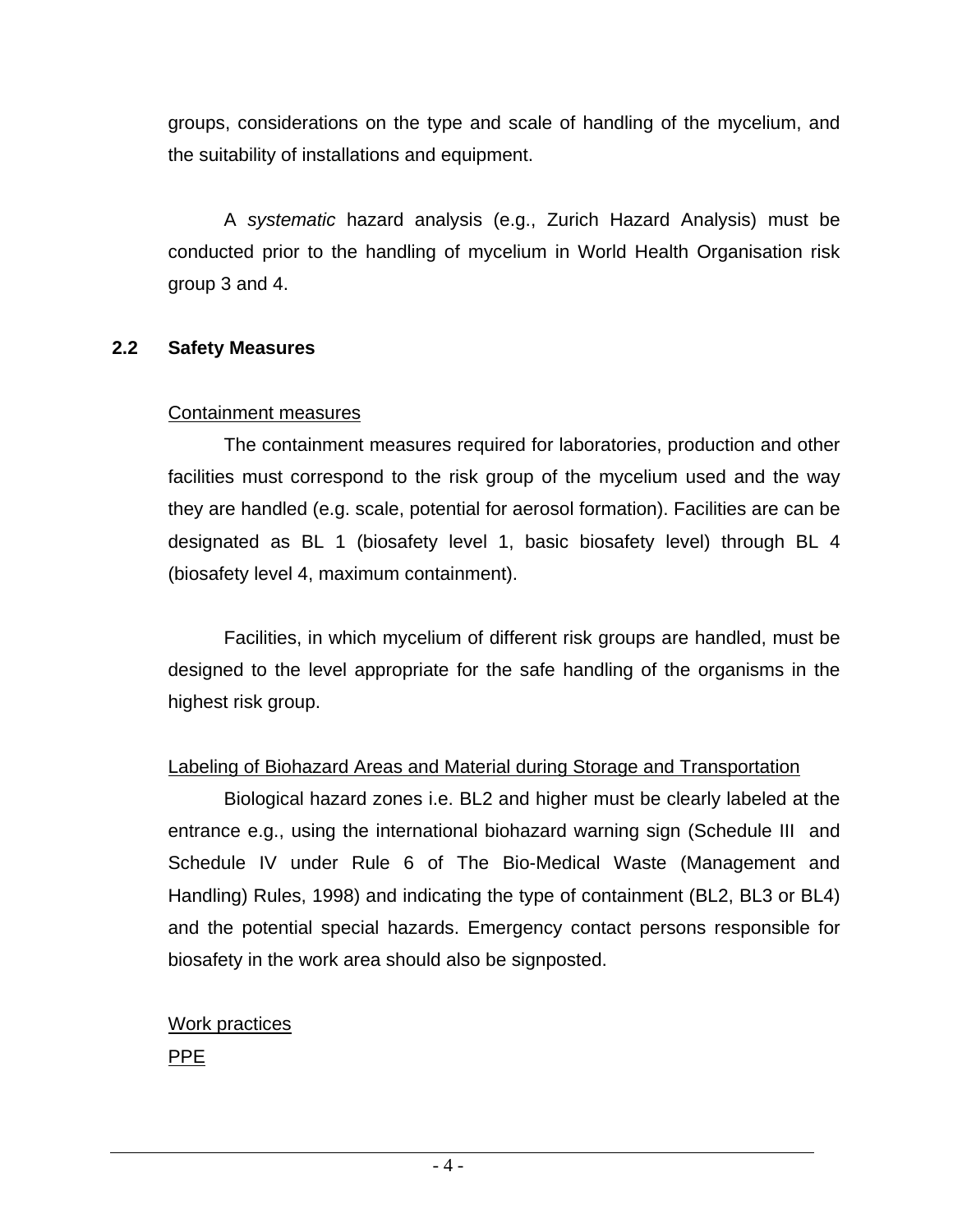groups, considerations on the type and scale of handling of the mycelium, and the suitability of installations and equipment.

A *systematic* hazard analysis (e.g., Zurich Hazard Analysis) must be conducted prior to the handling of mycelium in World Health Organisation risk group 3 and 4.

## 2.2 Safety Measures

Containment measures

The containment measures required for laboratories, production and other facilities must correspond to the risk group of the mycelium used and the way they are handled (e.g. scale, potential for aerosol formation). Facilities are can be designated as BL 1 (biosafety level 1, basic biosafety level) through BL 4 (biosafety level 4, maximum containment).

Facilities, in which mycelium of different risk groups are handled, must be designed to the level appropriate for the safe handling of the organisms in the highest risk group.

Labeling of Biohazard Areas and Material during Storage and Transportation

Biological hazard zones i.e. BL2 and higher must be clearly labeled at the entrance e.g., using the international biohazard warning sign (Schedule III and Schedule IV under Rule 6 of The Bio-Medical Waste (Management and Handling) Rules, 1998) and indicating the type of containment (BL2, BL3 or BL4) and the potential special hazards. Emergency contact persons responsible for biosafety in the work area should also be signposted.

Work practices

PPE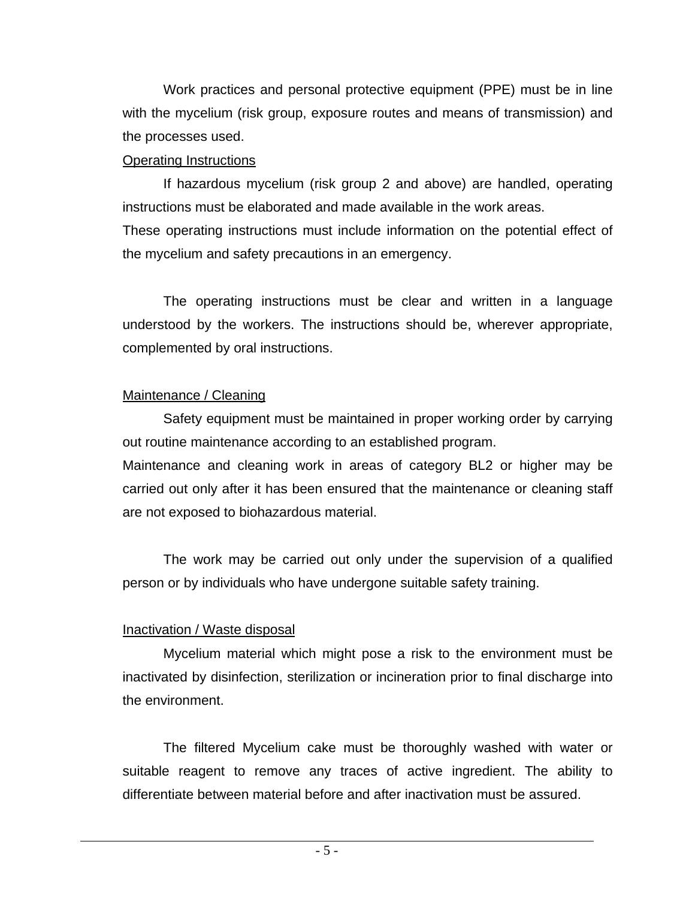Work practices and personal protective equipment (PPE) must be in line with the mycelium (risk group, exposure routes and means of transmission) and the processes used.

Operating Instructions

If hazardous mycelium (risk group 2 and above) are handled, operating instructions must be elaborated and made available in the work areas.
These operating instructions must include information on the potential effect of the mycelium and safety precautions in an emergency.

The operating instructions must be clear and written in a language understood by the workers. The instructions should be, wherever appropriate, complemented by oral instructions.

Maintenance / Cleaning

Safety equipment must be maintained in proper working order by carrying out routine maintenance according to an established program.
Maintenance and cleaning work in areas of category BL2 or higher may be carried out only after it has been ensured that the maintenance or cleaning staff are not exposed to biohazardous material.

The work may be carried out only under the supervision of a qualified person or by individuals who have undergone suitable safety training.

Inactivation / Waste disposal

Mycelium material which might pose a risk to the environment must be inactivated by disinfection, sterilization or incineration prior to final discharge into the environment.

The filtered Mycelium cake must be thoroughly washed with water or suitable reagent to remove any traces of active ingredient. The ability to differentiate between material before and after inactivation must be assured.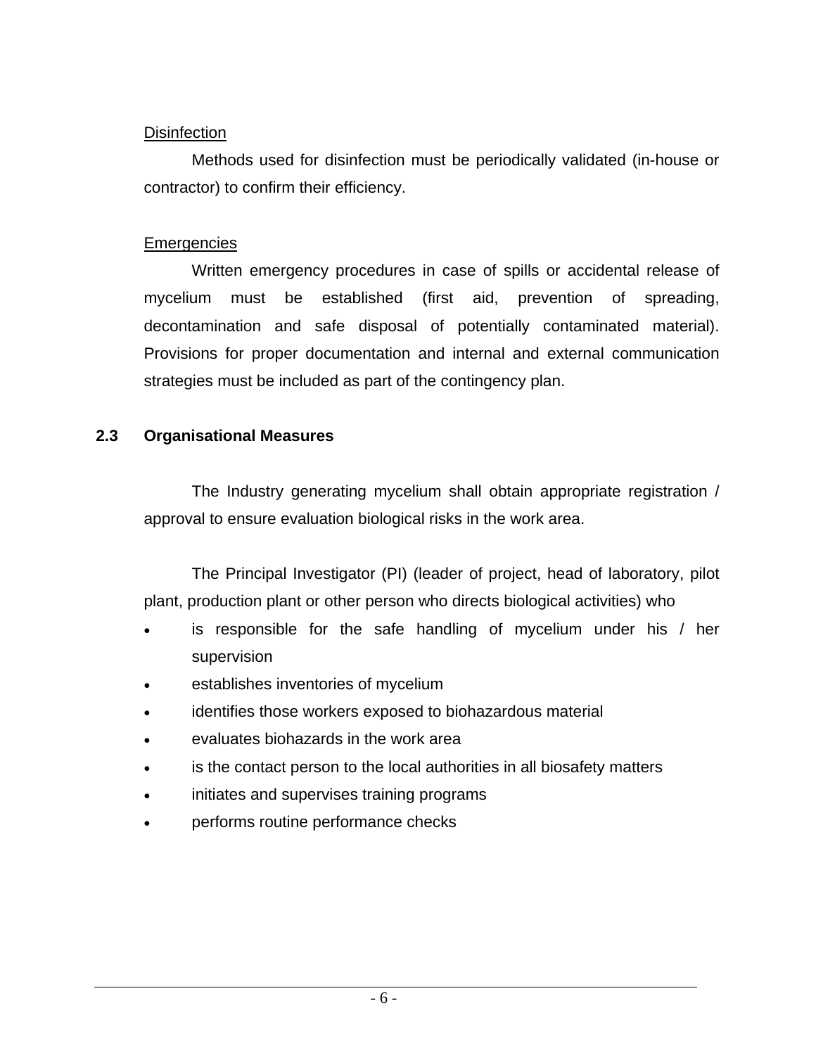Disinfection

Methods used for disinfection must be periodically validated (in-house or contractor) to confirm their efficiency.

Emergencies

Written emergency procedures in case of spills or accidental release of mycelium must be established (first aid, prevention of spreading, decontamination and safe disposal of potentially contaminated material). Provisions for proper documentation and internal and external communication strategies must be included as part of the contingency plan.

## 2.3 Organisational Measures

The Industry generating mycelium shall obtain appropriate registration / approval to ensure evaluation biological risks in the work area.

The Principal Investigator (PI) (leader of project, head of laboratory, pilot plant, production plant or other person who directs biological activities) who

- is responsible for the safe handling of mycelium under his / her supervision
- establishes inventories of mycelium
- identifies those workers exposed to biohazardous material
- evaluates biohazards in the work area
- is the contact person to the local authorities in all biosafety matters
- initiates and supervises training programs
- performs routine performance checks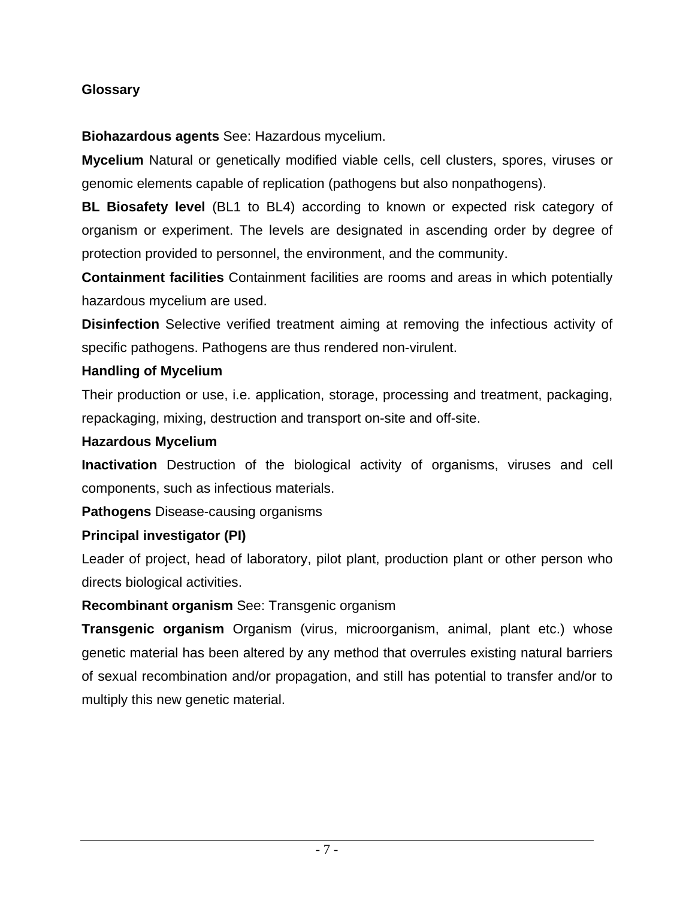**Glossary**

**Biohazardous agents** See: Hazardous mycelium.

**Mycelium** Natural or genetically modified viable cells, cell clusters, spores, viruses or genomic elements capable of replication (pathogens but also nonpathogens).

**BL Biosafety level** (BL1 to BL4) according to known or expected risk category of organism or experiment. The levels are designated in ascending order by degree of protection provided to personnel, the environment, and the community.

**Containment facilities** Containment facilities are rooms and areas in which potentially hazardous mycelium are used.

**Disinfection** Selective verified treatment aiming at removing the infectious activity of specific pathogens. Pathogens are thus rendered non-virulent.

**Handling of Mycelium**

Their production or use, i.e. application, storage, processing and treatment, packaging, repackaging, mixing, destruction and transport on-site and off-site.

**Hazardous Mycelium**

**Inactivation** Destruction of the biological activity of organisms, viruses and cell components, such as infectious materials.

**Pathogens** Disease-causing organisms

**Principal investigator (PI)**

Leader of project, head of laboratory, pilot plant, production plant or other person who directs biological activities.

**Recombinant organism** See: Transgenic organism

**Transgenic organism** Organism (virus, microorganism, animal, plant etc.) whose genetic material has been altered by any method that overrules existing natural barriers of sexual recombination and/or propagation, and still has potential to transfer and/or to multiply this new genetic material.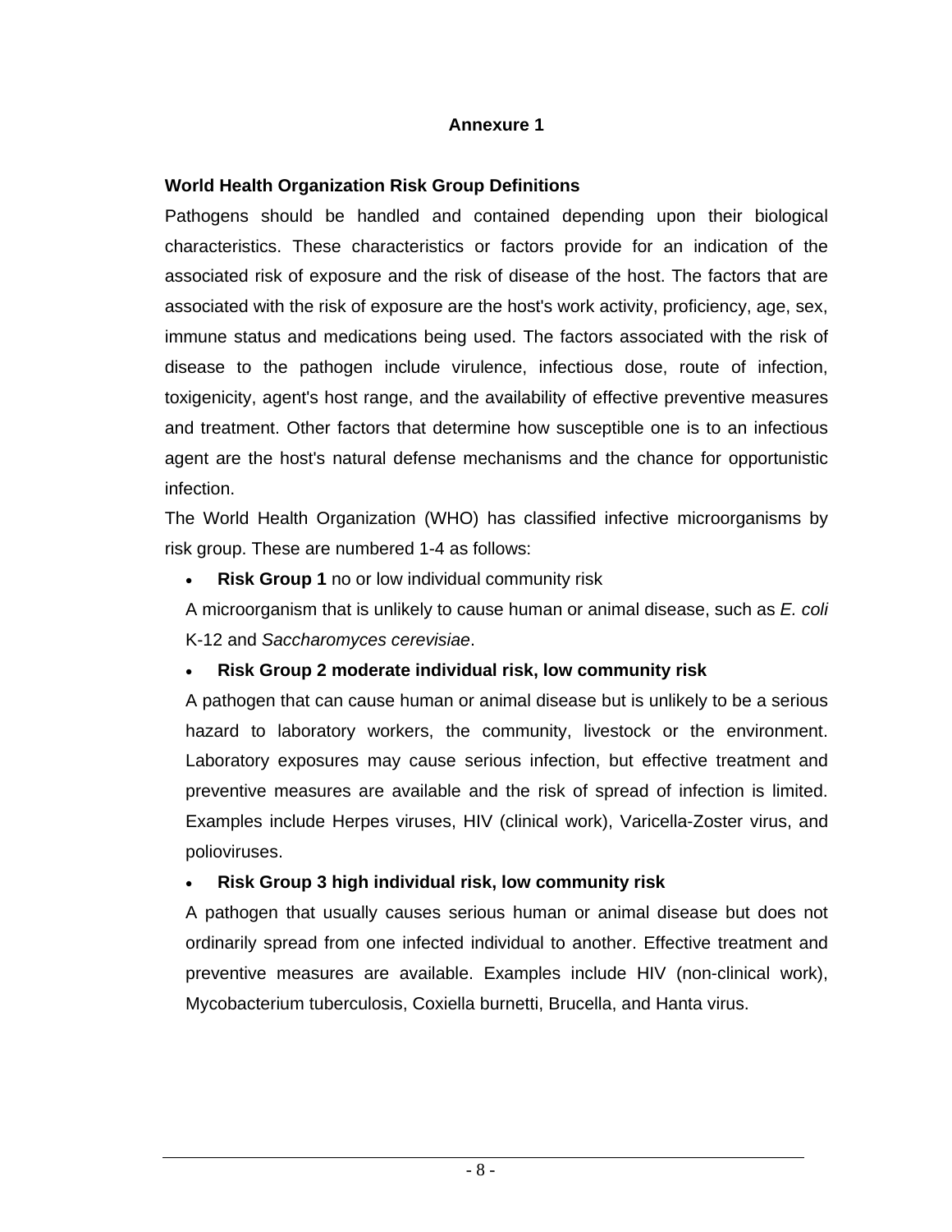# Annexure 1

**World Health Organization Risk Group Definitions**

Pathogens should be handled and contained depending upon their biological characteristics. These characteristics or factors provide for an indication of the associated risk of exposure and the risk of disease of the host. The factors that are associated with the risk of exposure are the host's work activity, proficiency, age, sex, immune status and medications being used. The factors associated with the risk of disease to the pathogen include virulence, infectious dose, route of infection, toxigenicity, agent's host range, and the availability of effective preventive measures and treatment. Other factors that determine how susceptible one is to an infectious agent are the host's natural defense mechanisms and the chance for opportunistic infection.

The World Health Organization (WHO) has classified infective microorganisms by risk group. These are numbered 1-4 as follows:

- **Risk Group 1** no or low individual community risk

  A microorganism that is unlikely to cause human or animal disease, such as *E. coli* K-12 and *Saccharomyces cerevisiae*.

- **Risk Group 2 moderate individual risk, low community risk**

  A pathogen that can cause human or animal disease but is unlikely to be a serious hazard to laboratory workers, the community, livestock or the environment. Laboratory exposures may cause serious infection, but effective treatment and preventive measures are available and the risk of spread of infection is limited. Examples include Herpes viruses, HIV (clinical work), Varicella-Zoster virus, and polioviruses.

- **Risk Group 3 high individual risk, low community risk**

  A pathogen that usually causes serious human or animal disease but does not ordinarily spread from one infected individual to another. Effective treatment and preventive measures are available. Examples include HIV (non-clinical work), Mycobacterium tuberculosis, Coxiella burnetti, Brucella, and Hanta virus.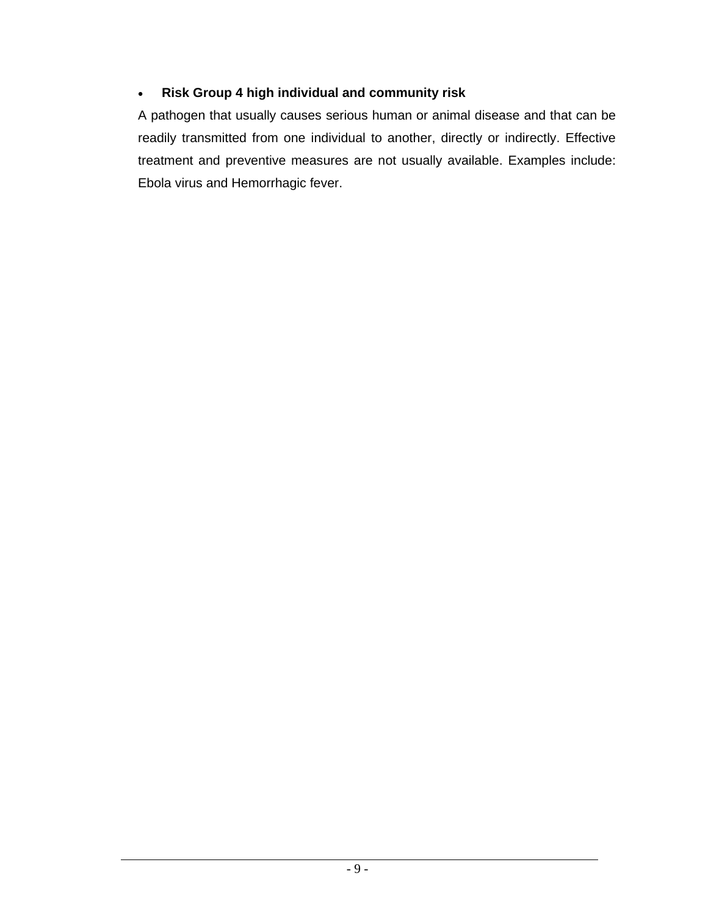- **Risk Group 4 high individual and community risk**

A pathogen that usually causes serious human or animal disease and that can be readily transmitted from one individual to another, directly or indirectly. Effective treatment and preventive measures are not usually available. Examples include: Ebola virus and Hemorrhagic fever.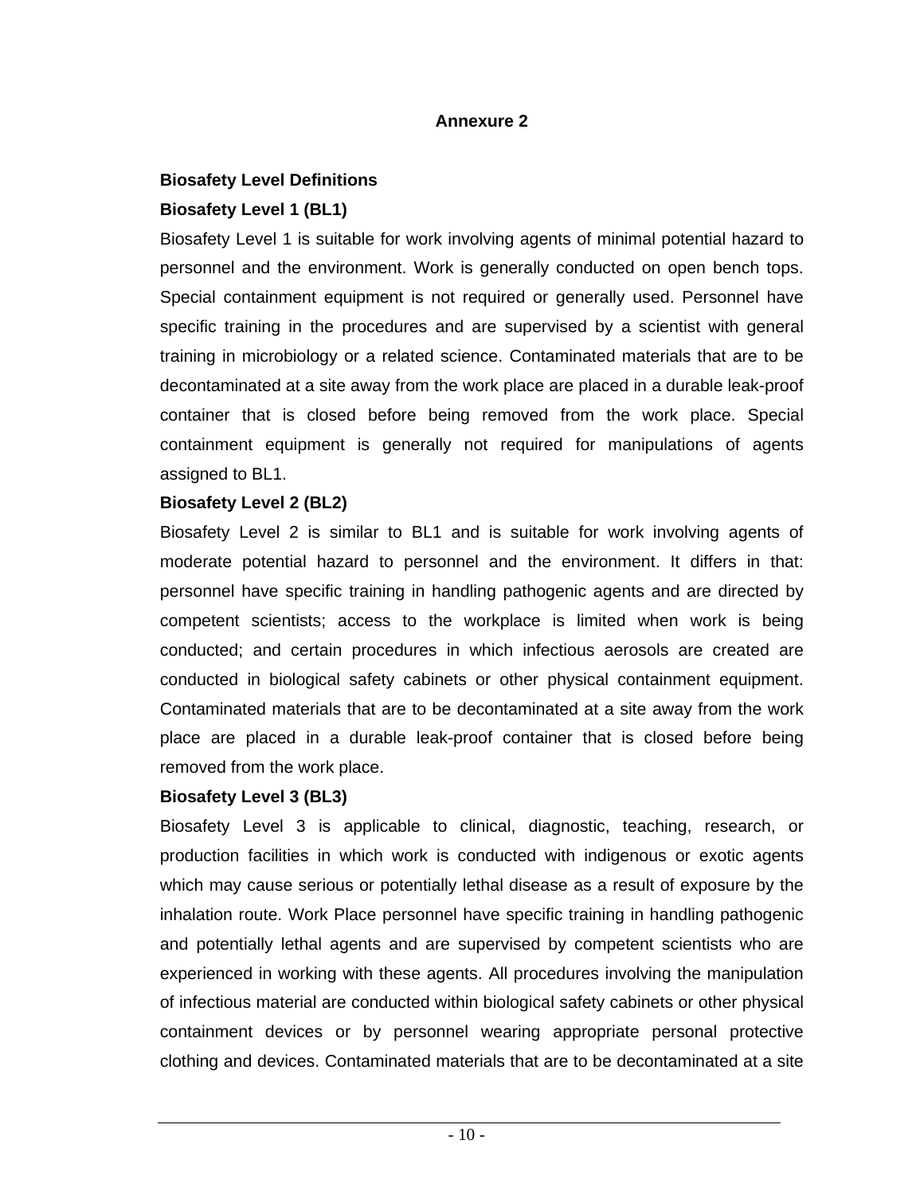**Annexure 2**

## Biosafety Level Definitions

### Biosafety Level 1 (BL1)

Biosafety Level 1 is suitable for work involving agents of minimal potential hazard to personnel and the environment. Work is generally conducted on open bench tops. Special containment equipment is not required or generally used. Personnel have specific training in the procedures and are supervised by a scientist with general training in microbiology or a related science. Contaminated materials that are to be decontaminated at a site away from the work place are placed in a durable leak-proof container that is closed before being removed from the work place. Special containment equipment is generally not required for manipulations of agents assigned to BL1.

### Biosafety Level 2 (BL2)

Biosafety Level 2 is similar to BL1 and is suitable for work involving agents of moderate potential hazard to personnel and the environment. It differs in that: personnel have specific training in handling pathogenic agents and are directed by competent scientists; access to the workplace is limited when work is being conducted; and certain procedures in which infectious aerosols are created are conducted in biological safety cabinets or other physical containment equipment. Contaminated materials that are to be decontaminated at a site away from the work place are placed in a durable leak-proof container that is closed before being removed from the work place.

### Biosafety Level 3 (BL3)

Biosafety Level 3 is applicable to clinical, diagnostic, teaching, research, or production facilities in which work is conducted with indigenous or exotic agents which may cause serious or potentially lethal disease as a result of exposure by the inhalation route. Work Place personnel have specific training in handling pathogenic and potentially lethal agents and are supervised by competent scientists who are experienced in working with these agents. All procedures involving the manipulation of infectious material are conducted within biological safety cabinets or other physical containment devices or by personnel wearing appropriate personal protective clothing and devices. Contaminated materials that are to be decontaminated at a site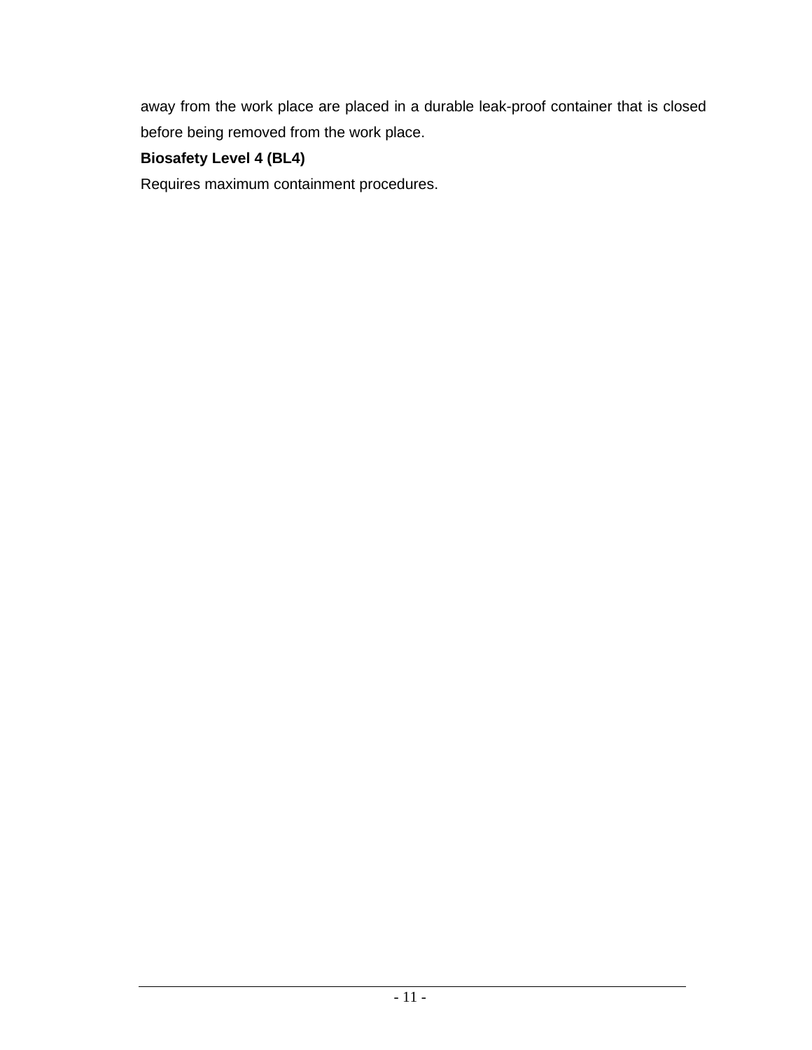away from the work place are placed in a durable leak-proof container that is closed before being removed from the work place.

**Biosafety Level 4 (BL4)**

Requires maximum containment procedures.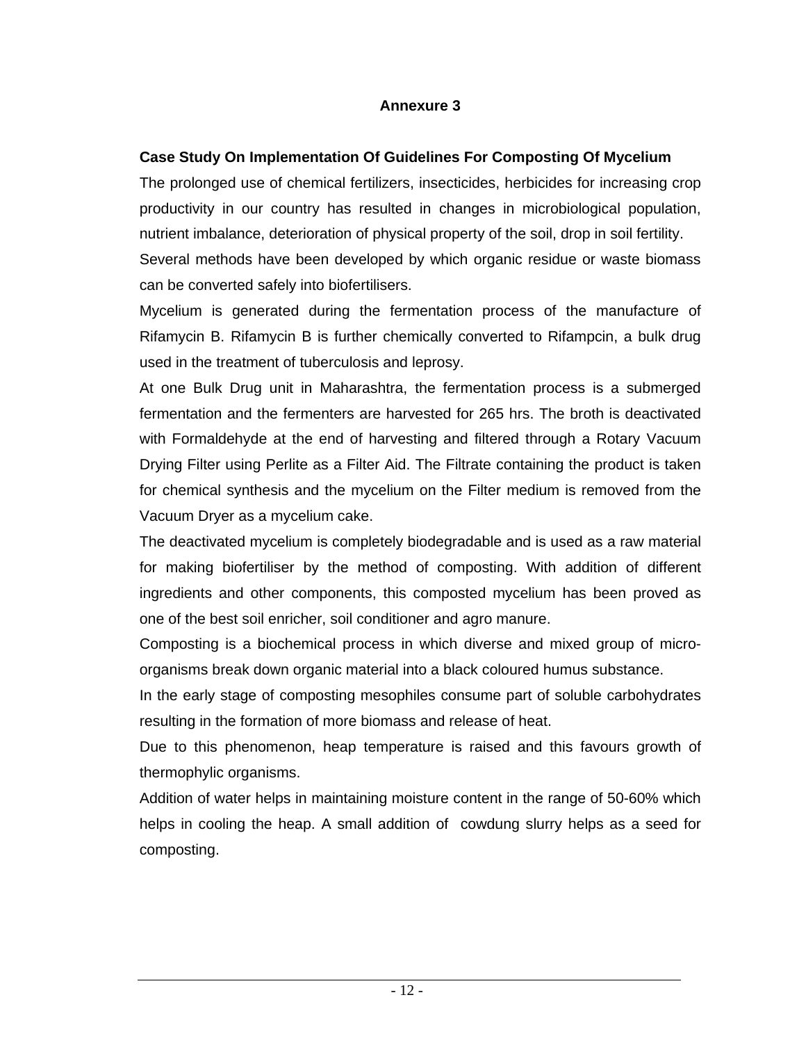## Annexure 3

**Case Study On Implementation Of Guidelines For Composting Of Mycelium**

The prolonged use of chemical fertilizers, insecticides, herbicides for increasing crop productivity in our country has resulted in changes in microbiological population, nutrient imbalance, deterioration of physical property of the soil, drop in soil fertility.

Several methods have been developed by which organic residue or waste biomass can be converted safely into biofertilisers.

Mycelium is generated during the fermentation process of the manufacture of Rifamycin B. Rifamycin B is further chemically converted to Rifampcin, a bulk drug used in the treatment of tuberculosis and leprosy.

At one Bulk Drug unit in Maharashtra, the fermentation process is a submerged fermentation and the fermenters are harvested for 265 hrs. The broth is deactivated with Formaldehyde at the end of harvesting and filtered through a Rotary Vacuum Drying Filter using Perlite as a Filter Aid. The Filtrate containing the product is taken for chemical synthesis and the mycelium on the Filter medium is removed from the Vacuum Dryer as a mycelium cake.

The deactivated mycelium is completely biodegradable and is used as a raw material for making biofertiliser by the method of composting. With addition of different ingredients and other components, this composted mycelium has been proved as one of the best soil enricher, soil conditioner and agro manure.

Composting is a biochemical process in which diverse and mixed group of micro-organisms break down organic material into a black coloured humus substance.

In the early stage of composting mesophiles consume part of soluble carbohydrates resulting in the formation of more biomass and release of heat.

Due to this phenomenon, heap temperature is raised and this favours growth of thermophylic organisms.

Addition of water helps in maintaining moisture content in the range of 50-60% which helps in cooling the heap. A small addition of cowdung slurry helps as a seed for composting.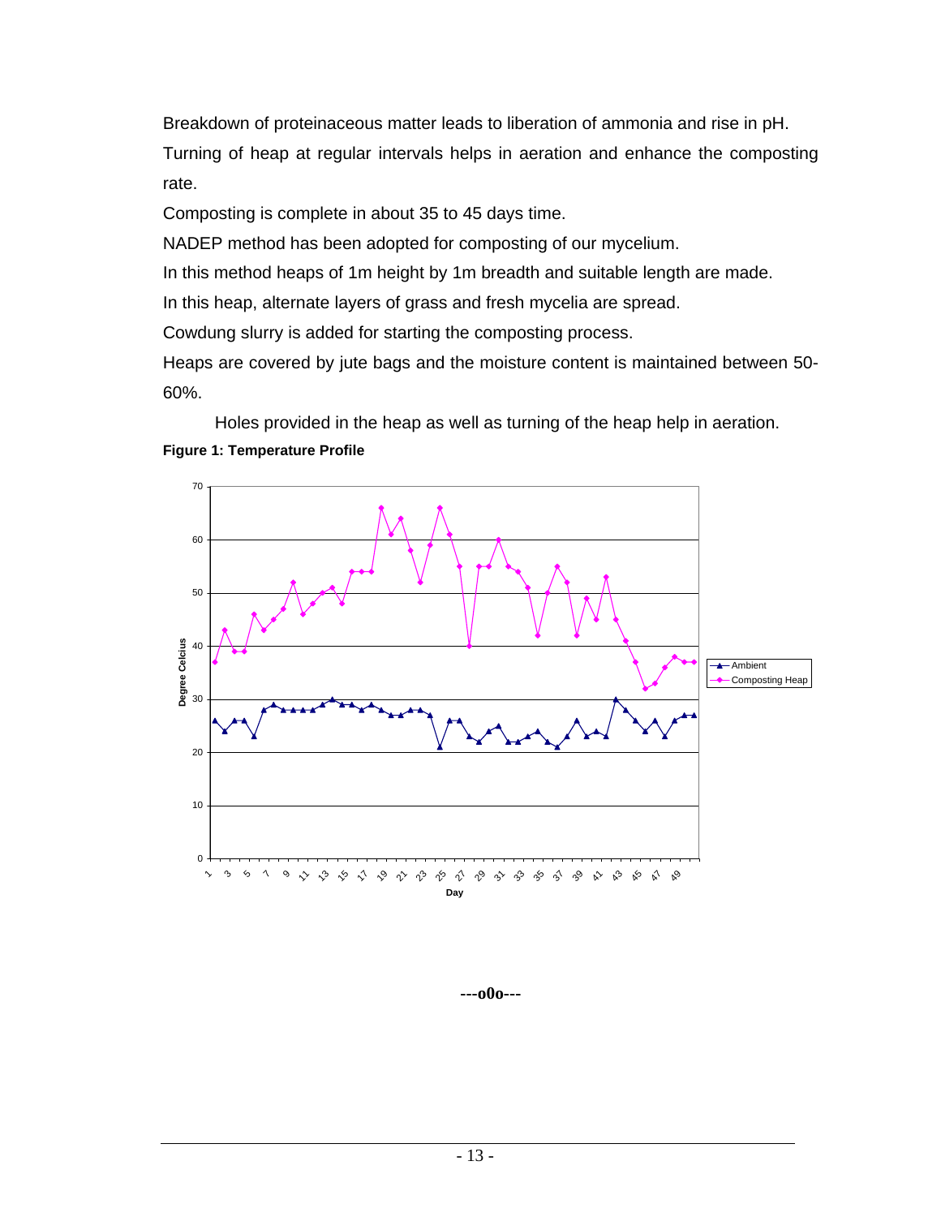Breakdown of proteinaceous matter leads to liberation of ammonia and rise in pH.

Turning of heap at regular intervals helps in aeration and enhance the composting rate.

Composting is complete in about 35 to 45 days time.

NADEP method has been adopted for composting of our mycelium.

In this method heaps of 1m height by 1m breadth and suitable length are made.

In this heap, alternate layers of grass and fresh mycelia are spread.

Cowdung slurry is added for starting the composting process.

Heaps are covered by jute bags and the moisture content is maintained between 50-60%.

Holes provided in the heap as well as turning of the heap help in aeration.

**Figure 1: Temperature Profile**

70
60
50
40
30
20
10
0

Degree Celcius

1 3 5 7 9 11 13 15 17 19 21 23 25 27 29 31 33 35 37 39 41 43 45 47 49

Day

Ambient
Composting Heap

---o0o---